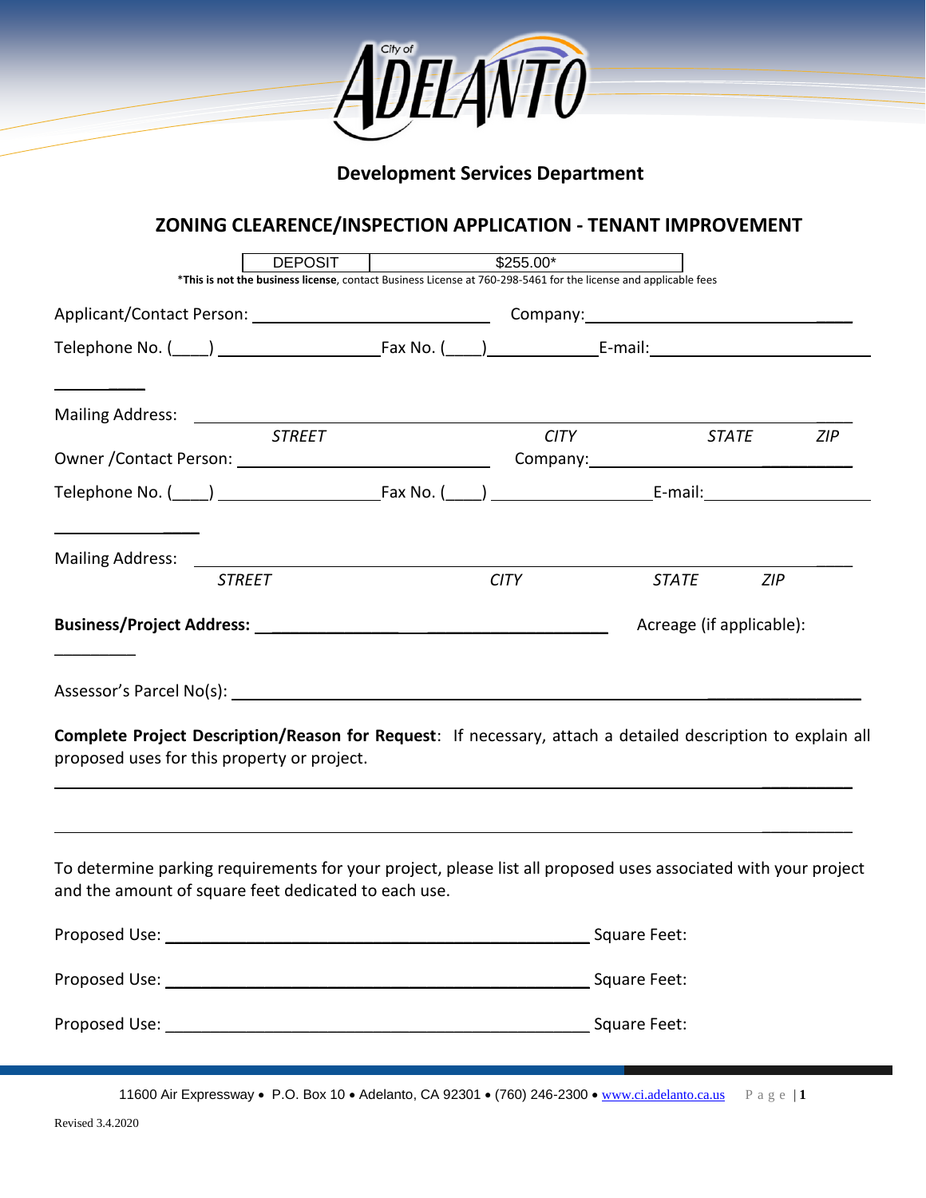City of ADELANTO

## Development Services Department

# ZONING CLEARENCE/INSPECTION APPLICATION - TENANT IMPROVEMENT

| DEPOSIT | $255.00* |
|---|---|

***This is not the business license**, contact Business License at 760-298-5461 for the license and applicable fees

Applicant/Contact Person: ______________________________ Company: ______________________________

Telephone No. (____) ____________________ Fax No. (____) ______________ E-mail: ______________________________

Mailing Address: ________________________________________________________________________________

*STREET* *CITY* *STATE* *ZIP*

Owner /Contact Person: ______________________________ Company: ______________________________

Telephone No. (____) ____________________ Fax No. (____) ____________________ E-mail: ____________________

Mailing Address: ________________________________________________________________________________

*STREET* *CITY* *STATE* *ZIP*

**Business/Project Address:** ________________________________________ Acreage (if applicable): __________

Assessor's Parcel No(s): ________________________________________________________________________

**Complete Project Description/Reason for Request**: If necessary, attach a detailed description to explain all proposed uses for this property or project.

________________________________________________________________________________________________

________________________________________________________________________________________________

To determine parking requirements for your project, please list all proposed uses associated with your project and the amount of square feet dedicated to each use.

Proposed Use: ______________________________________________ Square Feet:

Proposed Use: ______________________________________________ Square Feet:

Proposed Use: ______________________________________________ Square Feet:

11600 Air Expressway • P.O. Box 10 • Adelanto, CA 92301 • (760) 246-2300 • www.ci.adelanto.ca.us

Revised 3.4.2020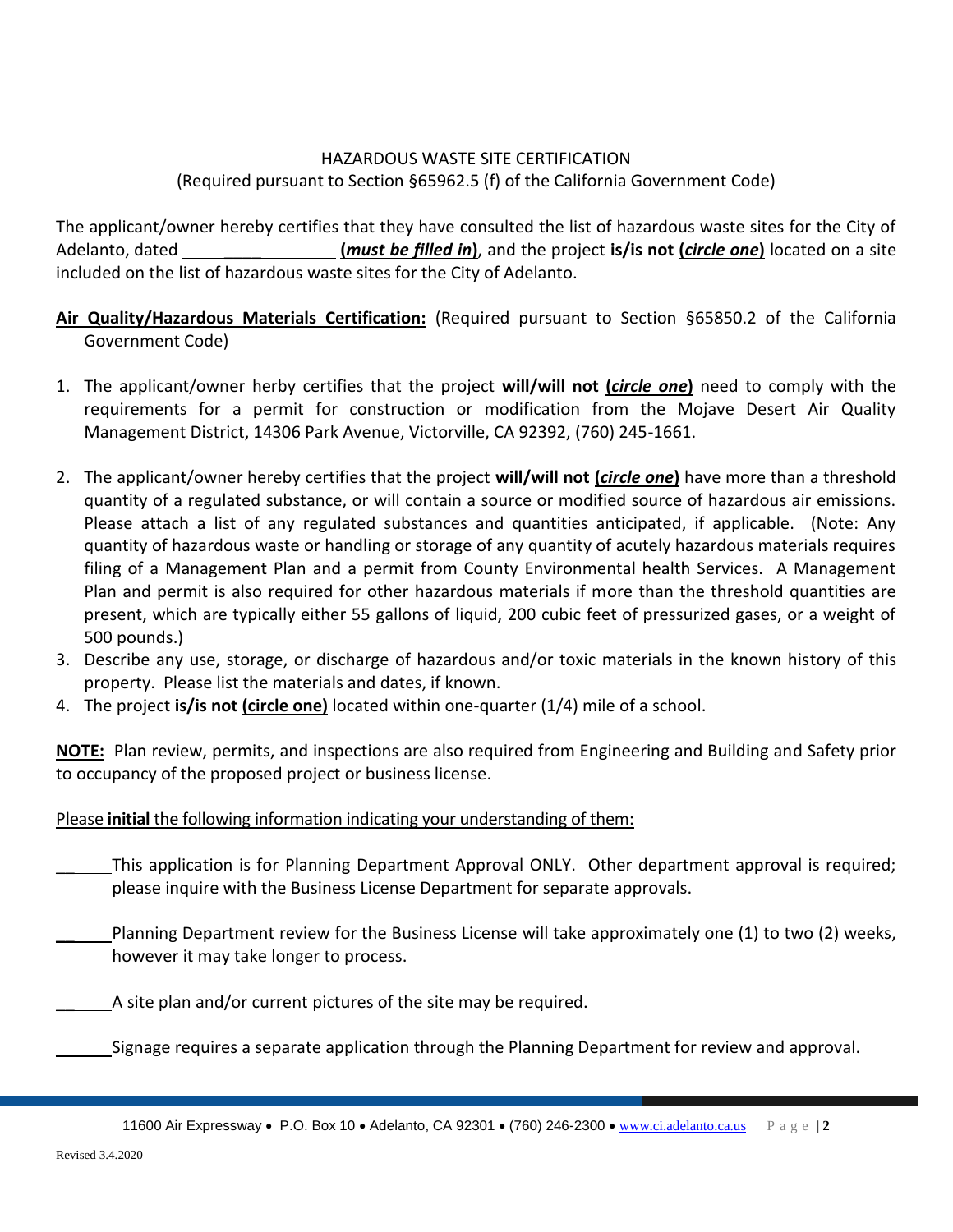HAZARDOUS WASTE SITE CERTIFICATION
(Required pursuant to Section §65962.5 (f) of the California Government Code)

The applicant/owner hereby certifies that they have consulted the list of hazardous waste sites for the City of Adelanto, dated ______________ **(*must be filled in*)**, and the project **is/is not (*circle one*)** located on a site included on the list of hazardous waste sites for the City of Adelanto.

**Air Quality/Hazardous Materials Certification:** (Required pursuant to Section §65850.2 of the California Government Code)

1. The applicant/owner herby certifies that the project **will/will not (*circle one*)** need to comply with the requirements for a permit for construction or modification from the Mojave Desert Air Quality Management District, 14306 Park Avenue, Victorville, CA 92392, (760) 245-1661.
2. The applicant/owner hereby certifies that the project **will/will not (*circle one*)** have more than a threshold quantity of a regulated substance, or will contain a source or modified source of hazardous air emissions. Please attach a list of any regulated substances and quantities anticipated, if applicable. (Note: Any quantity of hazardous waste or handling or storage of any quantity of acutely hazardous materials requires filing of a Management Plan and a permit from County Environmental health Services. A Management Plan and permit is also required for other hazardous materials if more than the threshold quantities are present, which are typically either 55 gallons of liquid, 200 cubic feet of pressurized gases, or a weight of 500 pounds.)
3. Describe any use, storage, or discharge of hazardous and/or toxic materials in the known history of this property. Please list the materials and dates, if known.
4. The project **is/is not (circle one)** located within one-quarter (1/4) mile of a school.

**NOTE:** Plan review, permits, and inspections are also required from Engineering and Building and Safety prior to occupancy of the proposed project or business license.

Please **initial** the following information indicating your understanding of them:

______This application is for Planning Department Approval ONLY. Other department approval is required; please inquire with the Business License Department for separate approvals.

______Planning Department review for the Business License will take approximately one (1) to two (2) weeks, however it may take longer to process.

______A site plan and/or current pictures of the site may be required.

______Signage requires a separate application through the Planning Department for review and approval.

11600 Air Expressway • P.O. Box 10 • Adelanto, CA 92301 • (760) 246-2300 • www.ci.adelanto.ca.us

Revised 3.4.2020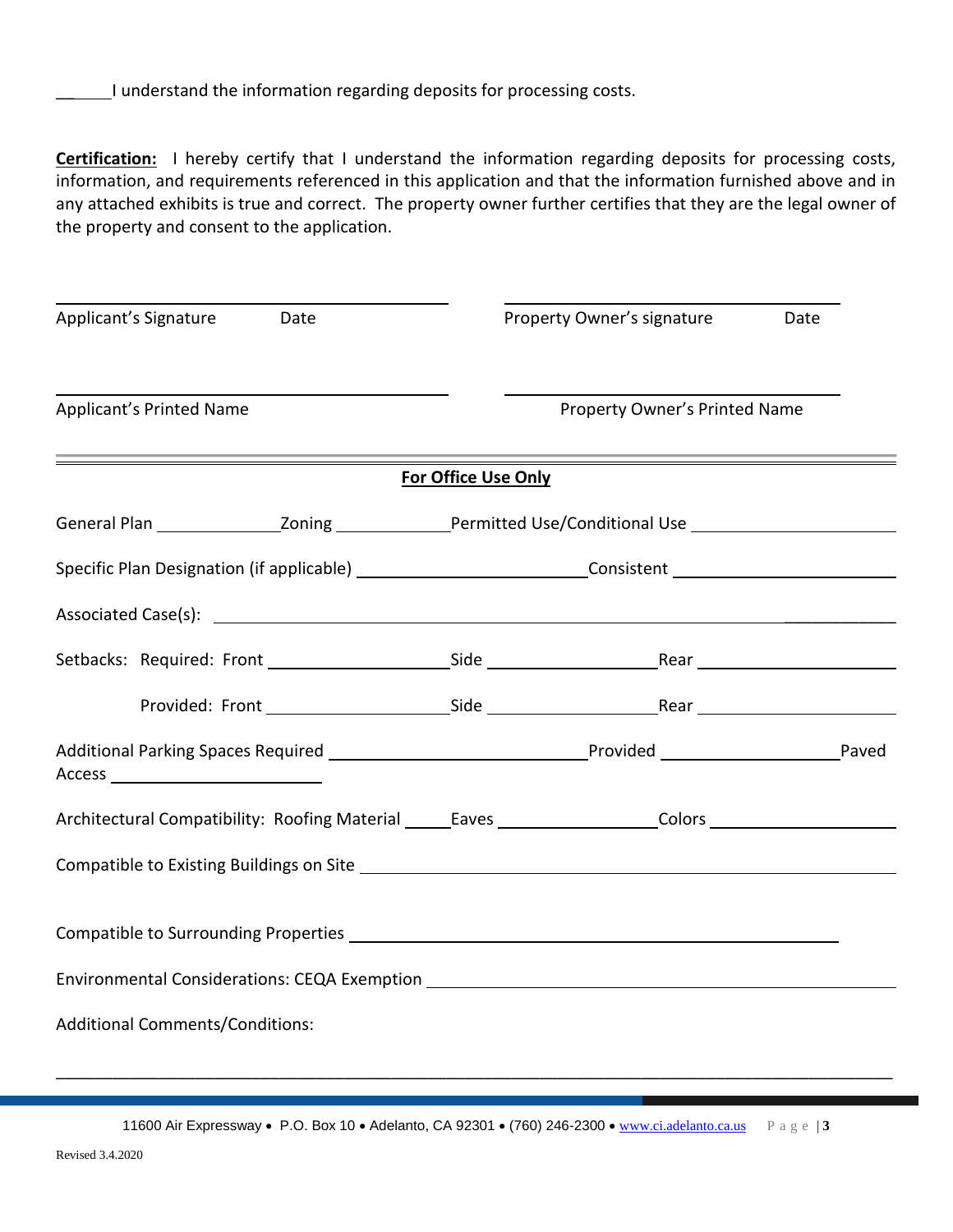______ I understand the information regarding deposits for processing costs.

**Certification:** I hereby certify that I understand the information regarding deposits for processing costs, information, and requirements referenced in this application and that the information furnished above and in any attached exhibits is true and correct. The property owner further certifies that they are the legal owner of the property and consent to the application.

| | |
|---|---|
| ______________________________ | ______________________________ |
| Applicant's Signature    Date | Property Owner's signature    Date |
| ______________________________ | ______________________________ |
| Applicant's Printed Name | Property Owner's Printed Name |

---

**For Office Use Only**

General Plan ______________ Zoning ______________ Permitted Use/Conditional Use ______________________

Specific Plan Designation (if applicable) ______________________ Consistent ______________________

Associated Case(s): ______________________________________________________________

Setbacks: Required: Front ____________________ Side ____________________ Rear ____________________

Provided: Front ____________________ Side ____________________ Rear ____________________

Additional Parking Spaces Required ______________________ Provided ____________________ Paved Access ______________________

Architectural Compatibility: Roofing Material _____ Eaves ________________ Colors ____________________

Compatible to Existing Buildings on Site ______________________________________________

Compatible to Surrounding Properties ______________________________________________

Environmental Considerations: CEQA Exemption ______________________________________

Additional Comments/Conditions:

______________________________________________________________________________

11600 Air Expressway • P.O. Box 10 • Adelanto, CA 92301 • (760) 246-2300 • www.ci.adelanto.ca.us

Revised 3.4.2020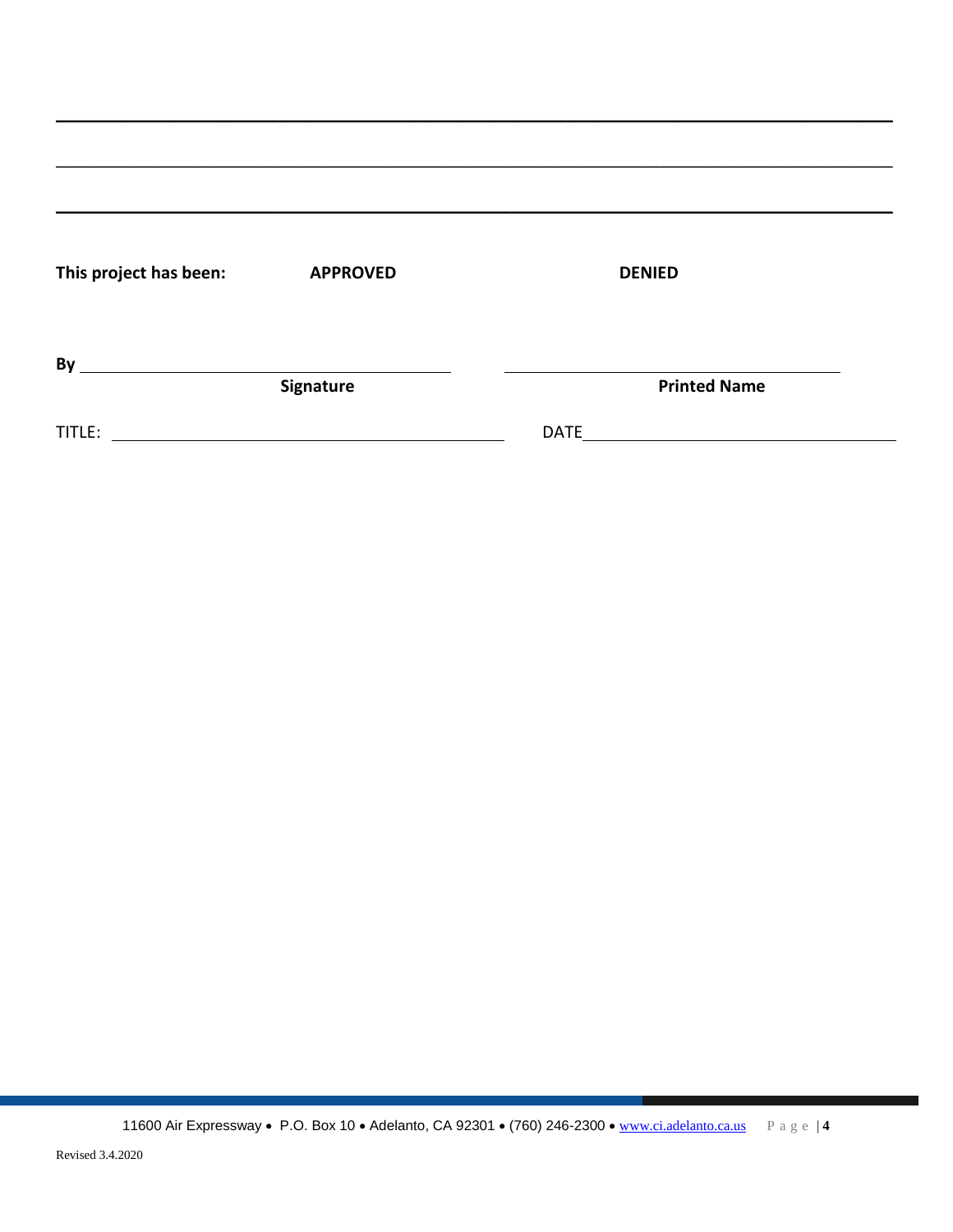\_\_\_\_\_\_\_\_\_\_\_\_\_\_\_\_\_\_\_\_\_\_\_\_\_\_\_\_\_\_\_\_\_\_\_\_\_\_\_\_\_\_\_\_\_\_\_\_\_\_\_\_\_\_\_\_\_\_\_\_\_\_\_\_\_\_\_\_\_\_\_\_\_\_\_\_

\_\_\_\_\_\_\_\_\_\_\_\_\_\_\_\_\_\_\_\_\_\_\_\_\_\_\_\_\_\_\_\_\_\_\_\_\_\_\_\_\_\_\_\_\_\_\_\_\_\_\_\_\_\_\_\_\_\_\_\_\_\_\_\_\_\_\_\_\_\_\_\_\_\_\_\_

\_\_\_\_\_\_\_\_\_\_\_\_\_\_\_\_\_\_\_\_\_\_\_\_\_\_\_\_\_\_\_\_\_\_\_\_\_\_\_\_\_\_\_\_\_\_\_\_\_\_\_\_\_\_\_\_\_\_\_\_\_\_\_\_\_\_\_\_\_\_\_\_\_\_\_\_

**This project has been:** **APPROVED** **DENIED**

**By** \_\_\_\_\_\_\_\_\_\_\_\_\_\_\_\_\_\_\_\_\_\_\_\_\_\_\_\_\_\_\_\_\_\_\_\_ \_\_\_\_\_\_\_\_\_\_\_\_\_\_\_\_\_\_\_\_\_\_\_\_\_\_\_\_\_\_\_\_\_\_\_\_

**Signature** **Printed Name**

TITLE: \_\_\_\_\_\_\_\_\_\_\_\_\_\_\_\_\_\_\_\_\_\_\_\_\_\_\_\_\_\_\_\_\_\_\_\_ DATE\_\_\_\_\_\_\_\_\_\_\_\_\_\_\_\_\_\_\_\_\_\_\_\_\_\_\_\_\_\_\_\_\_\_\_\_

11600 Air Expressway • P.O. Box 10 • Adelanto, CA 92301 • (760) 246-2300 • www.ci.adelanto.ca.us

Revised 3.4.2020